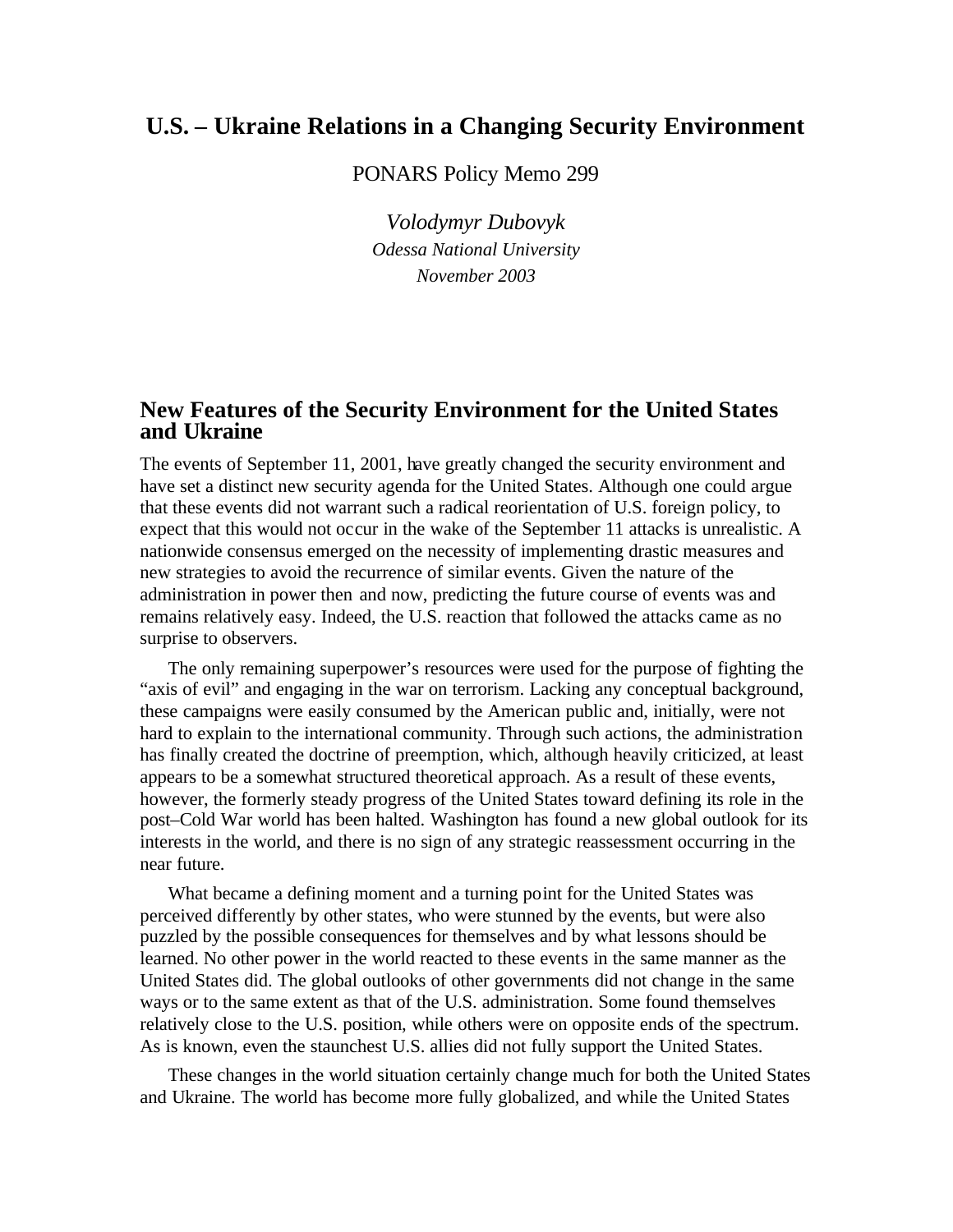# U.S. – Ukraine Relations in a Changing Security Environment

PONARS Policy Memo 299

*Volodymyr Dubovyk*
*Odessa National University*
*November 2003*

## New Features of the Security Environment for the United States and Ukraine

The events of September 11, 2001, have greatly changed the security environment and have set a distinct new security agenda for the United States. Although one could argue that these events did not warrant such a radical reorientation of U.S. foreign policy, to expect that this would not occur in the wake of the September 11 attacks is unrealistic. A nationwide consensus emerged on the necessity of implementing drastic measures and new strategies to avoid the recurrence of similar events. Given the nature of the administration in power then and now, predicting the future course of events was and remains relatively easy. Indeed, the U.S. reaction that followed the attacks came as no surprise to observers.

The only remaining superpower's resources were used for the purpose of fighting the "axis of evil" and engaging in the war on terrorism. Lacking any conceptual background, these campaigns were easily consumed by the American public and, initially, were not hard to explain to the international community. Through such actions, the administration has finally created the doctrine of preemption, which, although heavily criticized, at least appears to be a somewhat structured theoretical approach. As a result of these events, however, the formerly steady progress of the United States toward defining its role in the post–Cold War world has been halted. Washington has found a new global outlook for its interests in the world, and there is no sign of any strategic reassessment occurring in the near future.

What became a defining moment and a turning point for the United States was perceived differently by other states, who were stunned by the events, but were also puzzled by the possible consequences for themselves and by what lessons should be learned. No other power in the world reacted to these events in the same manner as the United States did. The global outlooks of other governments did not change in the same ways or to the same extent as that of the U.S. administration. Some found themselves relatively close to the U.S. position, while others were on opposite ends of the spectrum. As is known, even the staunchest U.S. allies did not fully support the United States.

These changes in the world situation certainly change much for both the United States and Ukraine. The world has become more fully globalized, and while the United States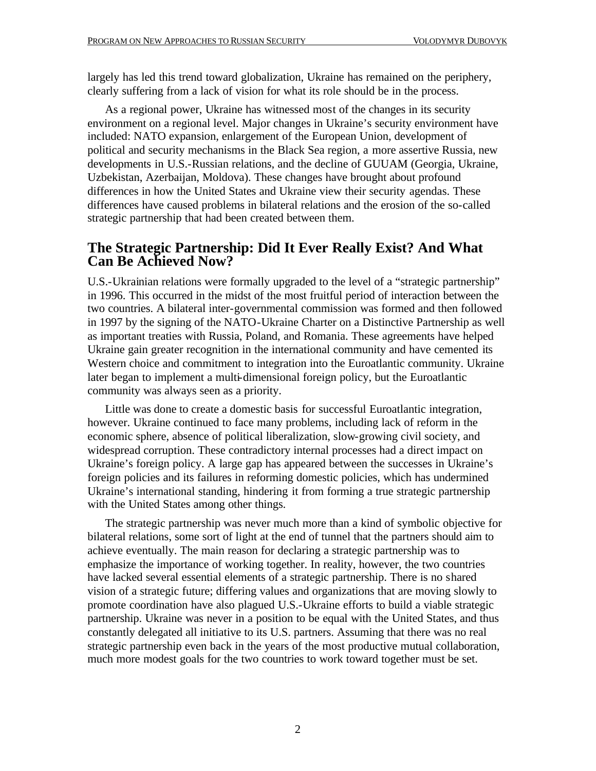largely has led this trend toward globalization, Ukraine has remained on the periphery, clearly suffering from a lack of vision for what its role should be in the process.

As a regional power, Ukraine has witnessed most of the changes in its security environment on a regional level. Major changes in Ukraine's security environment have included: NATO expansion, enlargement of the European Union, development of political and security mechanisms in the Black Sea region, a more assertive Russia, new developments in U.S.-Russian relations, and the decline of GUUAM (Georgia, Ukraine, Uzbekistan, Azerbaijan, Moldova). These changes have brought about profound differences in how the United States and Ukraine view their security agendas. These differences have caused problems in bilateral relations and the erosion of the so-called strategic partnership that had been created between them.

## The Strategic Partnership: Did It Ever Really Exist? And What Can Be Achieved Now?

U.S.-Ukrainian relations were formally upgraded to the level of a "strategic partnership" in 1996. This occurred in the midst of the most fruitful period of interaction between the two countries. A bilateral inter-governmental commission was formed and then followed in 1997 by the signing of the NATO-Ukraine Charter on a Distinctive Partnership as well as important treaties with Russia, Poland, and Romania. These agreements have helped Ukraine gain greater recognition in the international community and have cemented its Western choice and commitment to integration into the Euroatlantic community. Ukraine later began to implement a multi-dimensional foreign policy, but the Euroatlantic community was always seen as a priority.

Little was done to create a domestic basis for successful Euroatlantic integration, however. Ukraine continued to face many problems, including lack of reform in the economic sphere, absence of political liberalization, slow-growing civil society, and widespread corruption. These contradictory internal processes had a direct impact on Ukraine's foreign policy. A large gap has appeared between the successes in Ukraine's foreign policies and its failures in reforming domestic policies, which has undermined Ukraine's international standing, hindering it from forming a true strategic partnership with the United States among other things.

The strategic partnership was never much more than a kind of symbolic objective for bilateral relations, some sort of light at the end of tunnel that the partners should aim to achieve eventually. The main reason for declaring a strategic partnership was to emphasize the importance of working together. In reality, however, the two countries have lacked several essential elements of a strategic partnership. There is no shared vision of a strategic future; differing values and organizations that are moving slowly to promote coordination have also plagued U.S.-Ukraine efforts to build a viable strategic partnership. Ukraine was never in a position to be equal with the United States, and thus constantly delegated all initiative to its U.S. partners. Assuming that there was no real strategic partnership even back in the years of the most productive mutual collaboration, much more modest goals for the two countries to work toward together must be set.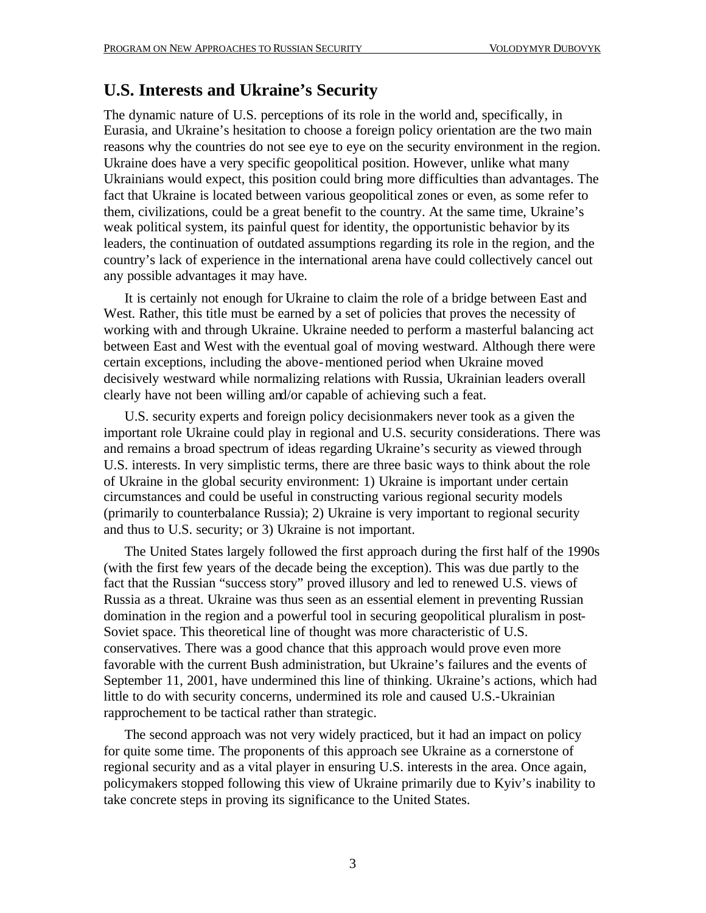## U.S. Interests and Ukraine's Security

The dynamic nature of U.S. perceptions of its role in the world and, specifically, in Eurasia, and Ukraine's hesitation to choose a foreign policy orientation are the two main reasons why the countries do not see eye to eye on the security environment in the region. Ukraine does have a very specific geopolitical position. However, unlike what many Ukrainians would expect, this position could bring more difficulties than advantages. The fact that Ukraine is located between various geopolitical zones or even, as some refer to them, civilizations, could be a great benefit to the country. At the same time, Ukraine's weak political system, its painful quest for identity, the opportunistic behavior by its leaders, the continuation of outdated assumptions regarding its role in the region, and the country's lack of experience in the international arena have could collectively cancel out any possible advantages it may have.

It is certainly not enough for Ukraine to claim the role of a bridge between East and West. Rather, this title must be earned by a set of policies that proves the necessity of working with and through Ukraine. Ukraine needed to perform a masterful balancing act between East and West with the eventual goal of moving westward. Although there were certain exceptions, including the above-mentioned period when Ukraine moved decisively westward while normalizing relations with Russia, Ukrainian leaders overall clearly have not been willing and/or capable of achieving such a feat.

U.S. security experts and foreign policy decisionmakers never took as a given the important role Ukraine could play in regional and U.S. security considerations. There was and remains a broad spectrum of ideas regarding Ukraine's security as viewed through U.S. interests. In very simplistic terms, there are three basic ways to think about the role of Ukraine in the global security environment: 1) Ukraine is important under certain circumstances and could be useful in constructing various regional security models (primarily to counterbalance Russia); 2) Ukraine is very important to regional security and thus to U.S. security; or 3) Ukraine is not important.

The United States largely followed the first approach during the first half of the 1990s (with the first few years of the decade being the exception). This was due partly to the fact that the Russian "success story" proved illusory and led to renewed U.S. views of Russia as a threat. Ukraine was thus seen as an essential element in preventing Russian domination in the region and a powerful tool in securing geopolitical pluralism in post-Soviet space. This theoretical line of thought was more characteristic of U.S. conservatives. There was a good chance that this approach would prove even more favorable with the current Bush administration, but Ukraine's failures and the events of September 11, 2001, have undermined this line of thinking. Ukraine's actions, which had little to do with security concerns, undermined its role and caused U.S.-Ukrainian rapprochement to be tactical rather than strategic.

The second approach was not very widely practiced, but it had an impact on policy for quite some time. The proponents of this approach see Ukraine as a cornerstone of regional security and as a vital player in ensuring U.S. interests in the area. Once again, policymakers stopped following this view of Ukraine primarily due to Kyiv's inability to take concrete steps in proving its significance to the United States.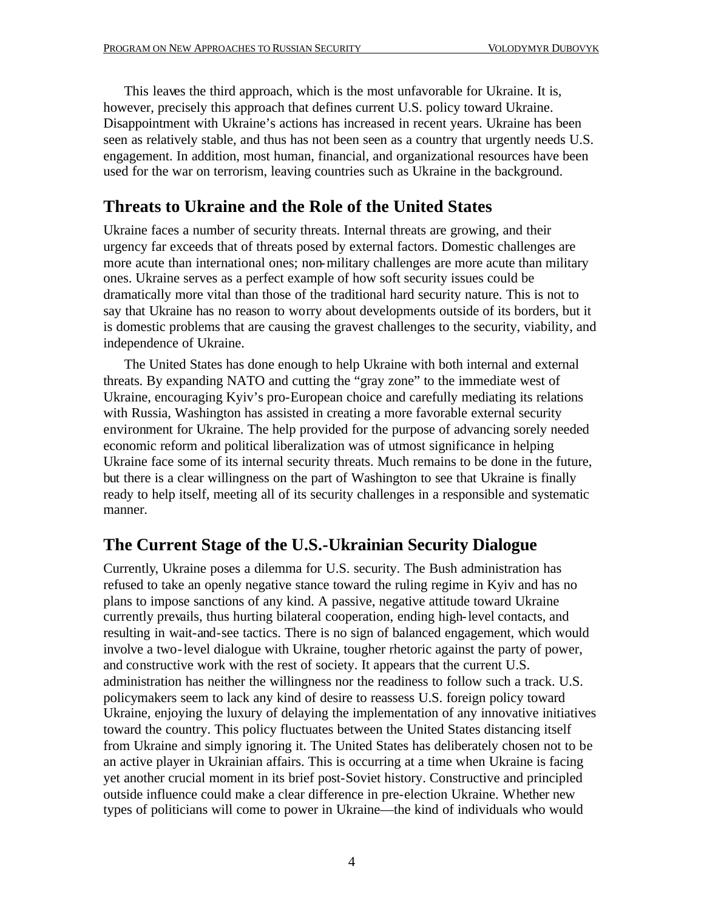This leaves the third approach, which is the most unfavorable for Ukraine. It is, however, precisely this approach that defines current U.S. policy toward Ukraine. Disappointment with Ukraine's actions has increased in recent years. Ukraine has been seen as relatively stable, and thus has not been seen as a country that urgently needs U.S. engagement. In addition, most human, financial, and organizational resources have been used for the war on terrorism, leaving countries such as Ukraine in the background.

## Threats to Ukraine and the Role of the United States

Ukraine faces a number of security threats. Internal threats are growing, and their urgency far exceeds that of threats posed by external factors. Domestic challenges are more acute than international ones; non-military challenges are more acute than military ones. Ukraine serves as a perfect example of how soft security issues could be dramatically more vital than those of the traditional hard security nature. This is not to say that Ukraine has no reason to worry about developments outside of its borders, but it is domestic problems that are causing the gravest challenges to the security, viability, and independence of Ukraine.

The United States has done enough to help Ukraine with both internal and external threats. By expanding NATO and cutting the "gray zone" to the immediate west of Ukraine, encouraging Kyiv's pro-European choice and carefully mediating its relations with Russia, Washington has assisted in creating a more favorable external security environment for Ukraine. The help provided for the purpose of advancing sorely needed economic reform and political liberalization was of utmost significance in helping Ukraine face some of its internal security threats. Much remains to be done in the future, but there is a clear willingness on the part of Washington to see that Ukraine is finally ready to help itself, meeting all of its security challenges in a responsible and systematic manner.

## The Current Stage of the U.S.-Ukrainian Security Dialogue

Currently, Ukraine poses a dilemma for U.S. security. The Bush administration has refused to take an openly negative stance toward the ruling regime in Kyiv and has no plans to impose sanctions of any kind. A passive, negative attitude toward Ukraine currently prevails, thus hurting bilateral cooperation, ending high-level contacts, and resulting in wait-and-see tactics. There is no sign of balanced engagement, which would involve a two-level dialogue with Ukraine, tougher rhetoric against the party of power, and constructive work with the rest of society. It appears that the current U.S. administration has neither the willingness nor the readiness to follow such a track. U.S. policymakers seem to lack any kind of desire to reassess U.S. foreign policy toward Ukraine, enjoying the luxury of delaying the implementation of any innovative initiatives toward the country. This policy fluctuates between the United States distancing itself from Ukraine and simply ignoring it. The United States has deliberately chosen not to be an active player in Ukrainian affairs. This is occurring at a time when Ukraine is facing yet another crucial moment in its brief post-Soviet history. Constructive and principled outside influence could make a clear difference in pre-election Ukraine. Whether new types of politicians will come to power in Ukraine—the kind of individuals who would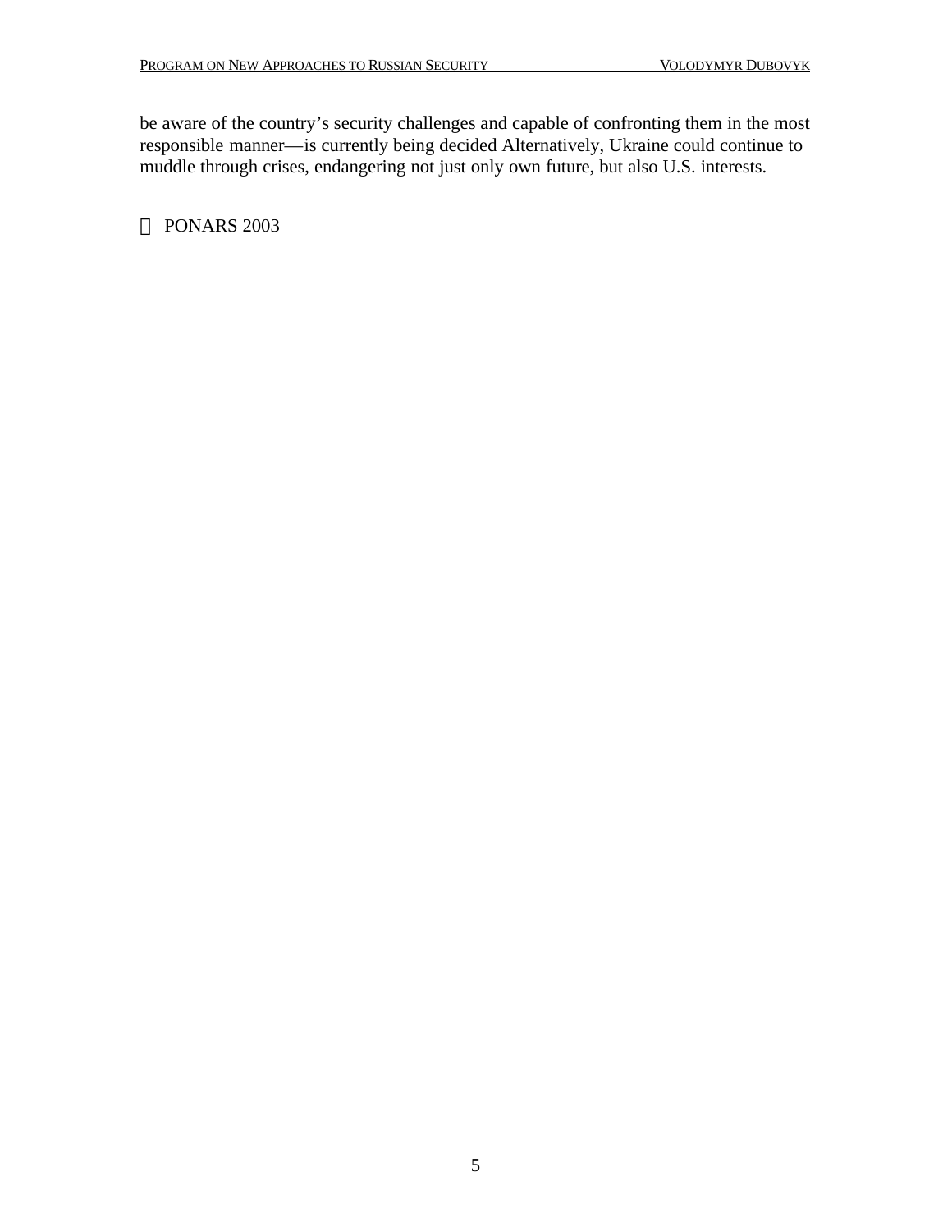be aware of the country's security challenges and capable of confronting them in the most responsible manner—is currently being decided Alternatively, Ukraine could continue to muddle through crises, endangering not just only own future, but also U.S. interests.

© PONARS 2003